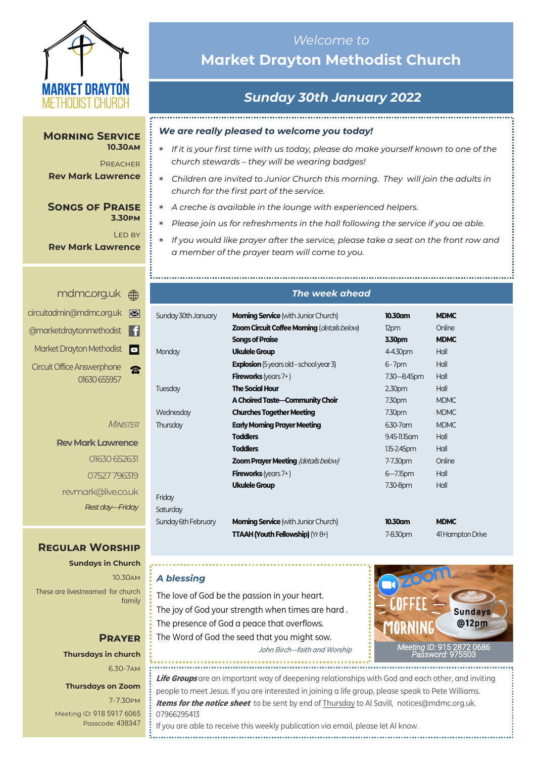# Welcome to Market Drayton Methodist Church

## Sunday 30th January 2022

### *We are really pleased to welcome you today!*

- *If it is your first time with us today, please do make yourself known to one of the church stewards – they will be wearing badges!*
- *Children are invited to Junior Church this morning. They will join the adults in church for the first part of the service.*
- *A creche is available in the lounge with experienced helpers.*
- *Please join us for refreshments in the hall following the service if you ae able.*
- *If you would like prayer after the service, please take a seat on the front row and a member of the prayer team will come to you.*

## MORNING SERVICE

**10.30AM**

PREACHER
**Rev Mark Lawrence**

## SONGS OF PRAISE

**3.30PM**

LED BY
**Rev Mark Lawrence**

mdmc.org.uk
circuitadmin@mdmc.org.uk
@marketdraytonmethodist
Market Drayton Methodist
Circuit Office Answerphone 01630 655957

*MINISTER*
**Rev Mark Lawrence**
01630 652631
07527 796319
revmark@live.co.uk
*Rest day—Friday*

## *The week ahead*

| | | | |
|---|---|---|---|
| Sunday 30th January | **Morning Service** (with Junior Church) | **10.30am** | **MDMC** |
| | **Zoom Circuit Coffee Morning** (*details below*) | 12pm | Online |
| | **Songs of Praise** | **3.30pm** | **MDMC** |
| Monday | **Ukulele Group** | 4-4.30pm | Hall |
| | **Explosion** (5 years old – school year 3) | 6 - 7pm | Hall |
| | **Fireworks** (years 7+) | 7.30—8.45pm | Hall |
| Tuesday | **The Social Hour** | 2.30pm | Hall |
| | **A Choired Taste—Community Choir** | 7.30pm | MDMC |
| Wednesday | **Churches Together Meeting** | 7.30pm | MDMC |
| Thursday | **Early Morning Prayer Meeting** | 6.30-7am | MDMC |
| | **Toddlers** | 9.45-11.15am | Hall |
| | **Toddlers** | 1.15-2.45pm | Hall |
| | **Zoom Prayer Meeting** (*details below*) | 7-7.30pm | Online |
| | **Fireworks** (years 7+) | 6—7.15pm | Hall |
| | **Ukulele Group** | 7.30-8pm | Hall |
| Friday | | | |
| Saturday | | | |
| Sunday 6th February | **Morning Service** (with Junior Church) | **10.30am** | **MDMC** |
| | **TTAAH (Youth Fellowship)** (Yr 8+) | 7-8.30pm | 41 Hampton Drive |

## REGULAR WORSHIP

**Sundays in Church**
10.30AM
These are livestreamed for church family

## PRAYER

**Thursdays in church**
6.30-7AM

**Thursdays on Zoom**
7-7.30PM
Meeting ID: 918 5917 6065
Passcode: 438347

### *A blessing*

The love of God be the passion in your heart.
The joy of God your strength when times are hard .
The presence of God a peace that overflows.
The Word of God the seed that you might sow.

*John Birch—faith and Worship*

Zoom COFFEE MORNING Sundays @12pm
*Meeting ID: 915 2872 0686*
*Password: 975503*

***Life Groups*** are an important way of deepening relationships with God and each other, and inviting people to meet Jesus. If you are interested in joining a life group, please speak to Pete Williams.
***Items for the notice sheet*** to be sent by end of Thursday to Al Savill, notices@mdmc.org.uk. 07966295413
If you are able to receive this weekly publication via email, please let Al know.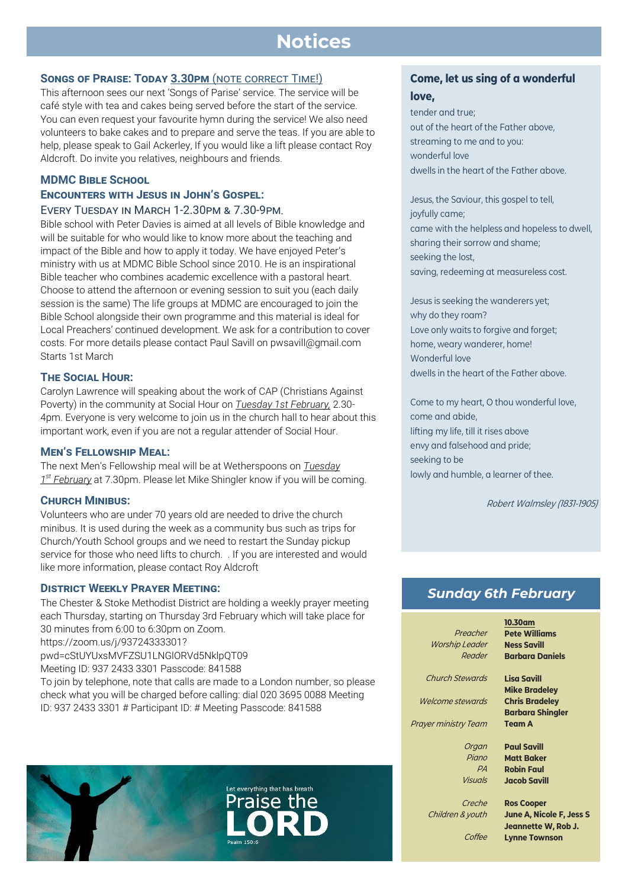# Notices

### Songs of Praise: Today 3.30pm (note correct time!)

This afternoon sees our next 'Songs of Parise' service. The service will be café style with tea and cakes being served before the start of the service. You can even request your favourite hymn during the service! We also need volunteers to bake cakes and to prepare and serve the teas. If you are able to help, please speak to Gail Ackerley, If you would like a lift please contact Roy Aldcroft. Do invite you relatives, neighbours and friends.

### MDMC Bible School
### Encounters with Jesus in John's Gospel:

Every Tuesday in March 1-2.30pm & 7.30-9pm.

Bible school with Peter Davies is aimed at all levels of Bible knowledge and will be suitable for who would like to know more about the teaching and impact of the Bible and how to apply it today. We have enjoyed Peter's ministry with us at MDMC Bible School since 2010. He is an inspirational Bible teacher who combines academic excellence with a pastoral heart. Choose to attend the afternoon or evening session to suit you (each daily session is the same) The life groups at MDMC are encouraged to join the Bible School alongside their own programme and this material is ideal for Local Preachers' continued development. We ask for a contribution to cover costs. For more details please contact Paul Savill on pwsavill@gmail.com Starts 1st March

### The Social Hour:

Carolyn Lawrence will speaking about the work of CAP (Christians Against Poverty) in the community at Social Hour on *Tuesday 1st February*, 2.30-4pm. Everyone is very welcome to join us in the church hall to hear about this important work, even if you are not a regular attender of Social Hour.

### Men's Fellowship Meal:

The next Men's Fellowship meal will be at Wetherspoons on *Tuesday 1st February* at 7.30pm. Please let Mike Shingler know if you will be coming.

### Church Minibus:

Volunteers who are under 70 years old are needed to drive the church minibus. It is used during the week as a community bus such as trips for Church/Youth School groups and we need to restart the Sunday pickup service for those who need lifts to church. . If you are interested and would like more information, please contact Roy Aldcroft

### District Weekly Prayer Meeting:

The Chester & Stoke Methodist District are holding a weekly prayer meeting each Thursday, starting on Thursday 3rd February which will take place for 30 minutes from 6:00 to 6:30pm on Zoom.
https://zoom.us/j/93724333301?pwd=cStUYUxsMVFZSU1LNGlORVd5NklpQT09
Meeting ID: 937 2433 3301 Passcode: 841588
To join by telephone, note that calls are made to a London number, so please check what you will be charged before calling: dial 020 3695 0088 Meeting ID: 937 2433 3301 # Participant ID: # Meeting Passcode: 841588

Let everything that has breath
Praise the LORD
Psalm 150:6

### Come, let us sing of a wonderful love,

tender and true;
out of the heart of the Father above,
streaming to me and to you:
wonderful love
dwells in the heart of the Father above.

Jesus, the Saviour, this gospel to tell,
joyfully came;
came with the helpless and hopeless to dwell,
sharing their sorrow and shame;
seeking the lost,
saving, redeeming at measureless cost.

Jesus is seeking the wanderers yet;
why do they roam?
Love only waits to forgive and forget;
home, weary wanderer, home!
Wonderful love
dwells in the heart of the Father above.

Come to my heart, O thou wonderful love,
come and abide,
lifting my life, till it rises above
envy and falsehood and pride;
seeking to be
lowly and humble, a learner of thee.

*Robert Walmsley (1831-1905)*

## Sunday 6th February

| | 10.30am |
|---|---|
| *Preacher* | **Pete Williams** |
| *Worship Leader* | **Ness Savill** |
| *Reader* | **Barbara Daniels** |
| *Church Stewards* | **Lisa Savill, Mike Bradeley** |
| *Welcome stewards* | **Chris Bradeley, Barbara Shingler** |
| *Prayer ministry Team* | **Team A** |
| *Organ* | **Paul Savill** |
| *Piano* | **Matt Baker** |
| *PA* | **Robin Faul** |
| *Visuals* | **Jacob Savill** |
| *Creche* | **Ros Cooper** |
| *Children & youth* | **June A, Nicole F, Jess S, Jeannette W, Rob J.** |
| *Coffee* | **Lynne Townson** |